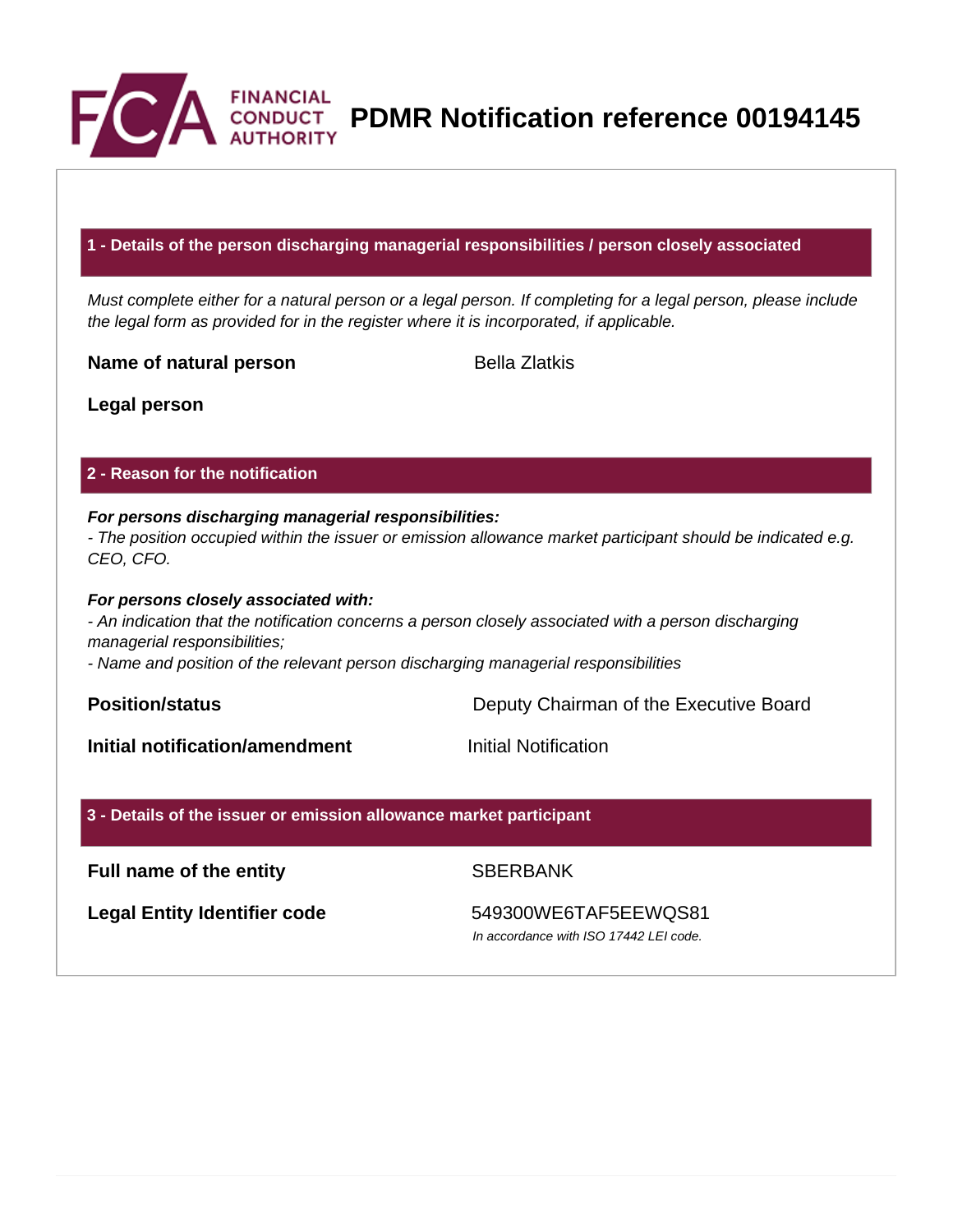# PDMR Notification reference 00194145

## 1 - Details of the person discharging managerial responsibilities / person closely associated

*Must complete either for a natural person or a legal person. If completing for a legal person, please include the legal form as provided for in the register where it is incorporated, if applicable.*

| | |
|---|---|
| **Name of natural person** | Bella Zlatkis |
| **Legal person** | |

## 2 - Reason for the notification

***For persons discharging managerial responsibilities:***
*- The position occupied within the issuer or emission allowance market participant should be indicated e.g. CEO, CFO.*

***For persons closely associated with:***
*- An indication that the notification concerns a person closely associated with a person discharging managerial responsibilities;*
*- Name and position of the relevant person discharging managerial responsibilities*

| | |
|---|---|
| **Position/status** | Deputy Chairman of the Executive Board |
| **Initial notification/amendment** | Initial Notification |

## 3 - Details of the issuer or emission allowance market participant

| | |
|---|---|
| **Full name of the entity** | SBERBANK |
| **Legal Entity Identifier code** | 549300WE6TAF5EEWQS81 *In accordance with ISO 17442 LEI code.* |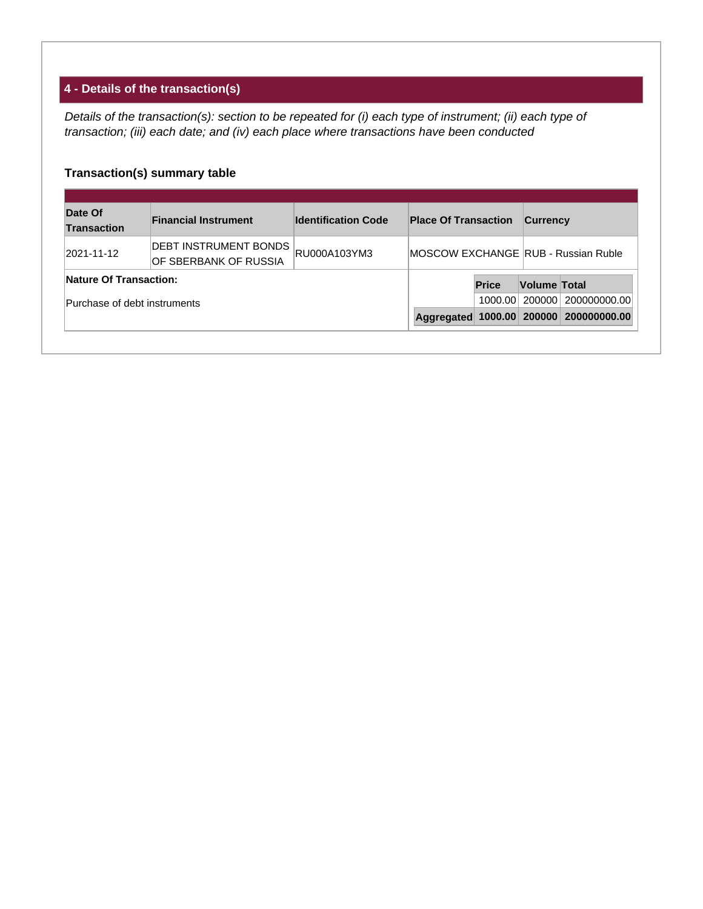## 4 - Details of the transaction(s)

*Details of the transaction(s): section to be repeated for (i) each type of instrument; (ii) each type of transaction; (iii) each date; and (iv) each place where transactions have been conducted*

### Transaction(s) summary table

| Date Of Transaction | Financial Instrument | Identification Code | Place Of Transaction | Currency |
|---|---|---|---|---|
| 2021-11-12 | DEBT INSTRUMENT BONDS OF SBERBANK OF RUSSIA | RU000A103YM3 | MOSCOW EXCHANGE | RUB - Russian Ruble |

**Nature Of Transaction:**

Purchase of debt instruments

| | Price | Volume | Total |
|---|---|---|---|
| | 1000.00 | 200000 | 200000000.00 |
| **Aggregated** | **1000.00** | **200000** | **200000000.00** |